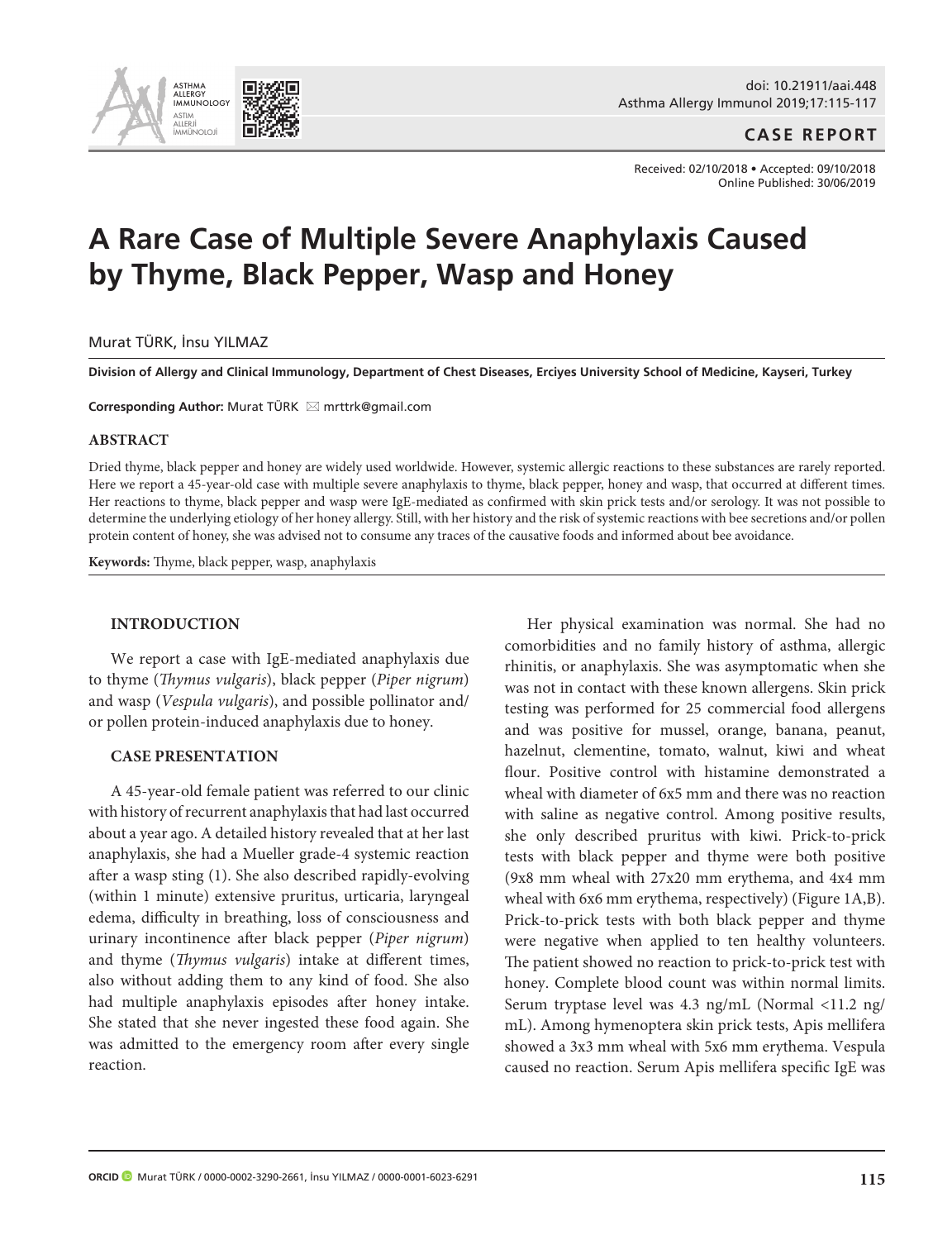CASE REPORT

Received: 02/10/2018 • Accepted: 09/10/2018
Online Published: 30/06/2019

# A Rare Case of Multiple Severe Anaphylaxis Caused by Thyme, Black Pepper, Wasp and Honey

Murat TÜRK, İnsu YILMAZ

**Division of Allergy and Clinical Immunology, Department of Chest Diseases, Erciyes University School of Medicine, Kayseri, Turkey**

**Corresponding Author:** Murat TÜRK ✉ mrttrk@gmail.com

## ABSTRACT

Dried thyme, black pepper and honey are widely used worldwide. However, systemic allergic reactions to these substances are rarely reported. Here we report a 45-year-old case with multiple severe anaphylaxis to thyme, black pepper, honey and wasp, that occurred at different times. Her reactions to thyme, black pepper and wasp were IgE-mediated as confirmed with skin prick tests and/or serology. It was not possible to determine the underlying etiology of her honey allergy. Still, with her history and the risk of systemic reactions with bee secretions and/or pollen protein content of honey, she was advised not to consume any traces of the causative foods and informed about bee avoidance.

**Keywords:** Thyme, black pepper, wasp, anaphylaxis

## INTRODUCTION

We report a case with IgE-mediated anaphylaxis due to thyme (*Thymus vulgaris*), black pepper (*Piper nigrum*) and wasp (*Vespula vulgaris*), and possible pollinator and/or pollen protein-induced anaphylaxis due to honey.

## CASE PRESENTATION

A 45-year-old female patient was referred to our clinic with history of recurrent anaphylaxis that had last occurred about a year ago. A detailed history revealed that at her last anaphylaxis, she had a Mueller grade-4 systemic reaction after a wasp sting (1). She also described rapidly-evolving (within 1 minute) extensive pruritus, urticaria, laryngeal edema, difficulty in breathing, loss of consciousness and urinary incontinence after black pepper (*Piper nigrum*) and thyme (*Thymus vulgaris*) intake at different times, also without adding them to any kind of food. She also had multiple anaphylaxis episodes after honey intake. She stated that she never ingested these food again. She was admitted to the emergency room after every single reaction.

Her physical examination was normal. She had no comorbidities and no family history of asthma, allergic rhinitis, or anaphylaxis. She was asymptomatic when she was not in contact with these known allergens. Skin prick testing was performed for 25 commercial food allergens and was positive for mussel, orange, banana, peanut, hazelnut, clementine, tomato, walnut, kiwi and wheat flour. Positive control with histamine demonstrated a wheal with diameter of 6x5 mm and there was no reaction with saline as negative control. Among positive results, she only described pruritus with kiwi. Prick-to-prick tests with black pepper and thyme were both positive (9x8 mm wheal with 27x20 mm erythema, and 4x4 mm wheal with 6x6 mm erythema, respectively) (Figure 1A,B). Prick-to-prick tests with both black pepper and thyme were negative when applied to ten healthy volunteers. The patient showed no reaction to prick-to-prick test with honey. Complete blood count was within normal limits. Serum tryptase level was 4.3 ng/mL (Normal <11.2 ng/mL). Among hymenoptera skin prick tests, Apis mellifera showed a 3x3 mm wheal with 5x6 mm erythema. Vespula caused no reaction. Serum Apis mellifera specific IgE was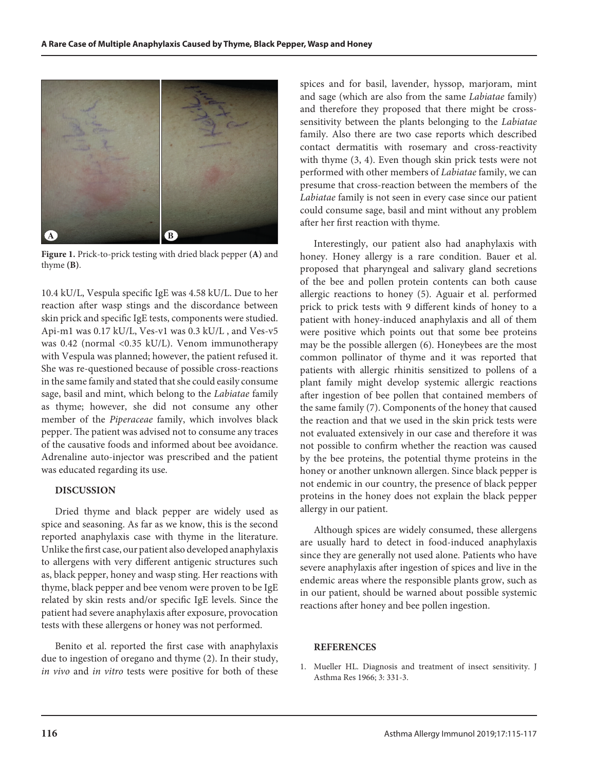**Figure 1.** Prick-to-prick testing with dried black pepper **(A)** and thyme **(B)**.

10.4 kU/L, Vespula specific IgE was 4.58 kU/L. Due to her reaction after wasp stings and the discordance between skin prick and specific IgE tests, components were studied. Api-m1 was 0.17 kU/L, Ves-v1 was 0.3 kU/L , and Ves-v5 was 0.42 (normal <0.35 kU/L). Venom immunotherapy with Vespula was planned; however, the patient refused it. She was re-questioned because of possible cross-reactions in the same family and stated that she could easily consume sage, basil and mint, which belong to the *Labiatae* family as thyme; however, she did not consume any other member of the *Piperaceae* family, which involves black pepper. The patient was advised not to consume any traces of the causative foods and informed about bee avoidance. Adrenaline auto-injector was prescribed and the patient was educated regarding its use.

## DISCUSSION

Dried thyme and black pepper are widely used as spice and seasoning. As far as we know, this is the second reported anaphylaxis case with thyme in the literature. Unlike the first case, our patient also developed anaphylaxis to allergens with very different antigenic structures such as, black pepper, honey and wasp sting. Her reactions with thyme, black pepper and bee venom were proven to be IgE related by skin rests and/or specific IgE levels. Since the patient had severe anaphylaxis after exposure, provocation tests with these allergens or honey was not performed.

Benito et al. reported the first case with anaphylaxis due to ingestion of oregano and thyme (2). In their study, *in vivo* and *in vitro* tests were positive for both of these spices and for basil, lavender, hyssop, marjoram, mint and sage (which are also from the same *Labiatae* family) and therefore they proposed that there might be cross-sensitivity between the plants belonging to the *Labiatae* family. Also there are two case reports which described contact dermatitis with rosemary and cross-reactivity with thyme (3, 4). Even though skin prick tests were not performed with other members of *Labiatae* family, we can presume that cross-reaction between the members of the *Labiatae* family is not seen in every case since our patient could consume sage, basil and mint without any problem after her first reaction with thyme.

Interestingly, our patient also had anaphylaxis with honey. Honey allergy is a rare condition. Bauer et al. proposed that pharyngeal and salivary gland secretions of the bee and pollen protein contents can both cause allergic reactions to honey (5). Aguair et al. performed prick to prick tests with 9 different kinds of honey to a patient with honey-induced anaphylaxis and all of them were positive which points out that some bee proteins may be the possible allergen (6). Honeybees are the most common pollinator of thyme and it was reported that patients with allergic rhinitis sensitized to pollens of a plant family might develop systemic allergic reactions after ingestion of bee pollen that contained members of the same family (7). Components of the honey that caused the reaction and that we used in the skin prick tests were not evaluated extensively in our case and therefore it was not possible to confirm whether the reaction was caused by the bee proteins, the potential thyme proteins in the honey or another unknown allergen. Since black pepper is not endemic in our country, the presence of black pepper proteins in the honey does not explain the black pepper allergy in our patient.

Although spices are widely consumed, these allergens are usually hard to detect in food-induced anaphylaxis since they are generally not used alone. Patients who have severe anaphylaxis after ingestion of spices and live in the endemic areas where the responsible plants grow, such as in our patient, should be warned about possible systemic reactions after honey and bee pollen ingestion.

## REFERENCES

1. Mueller HL. Diagnosis and treatment of insect sensitivity. J Asthma Res 1966; 3: 331-3.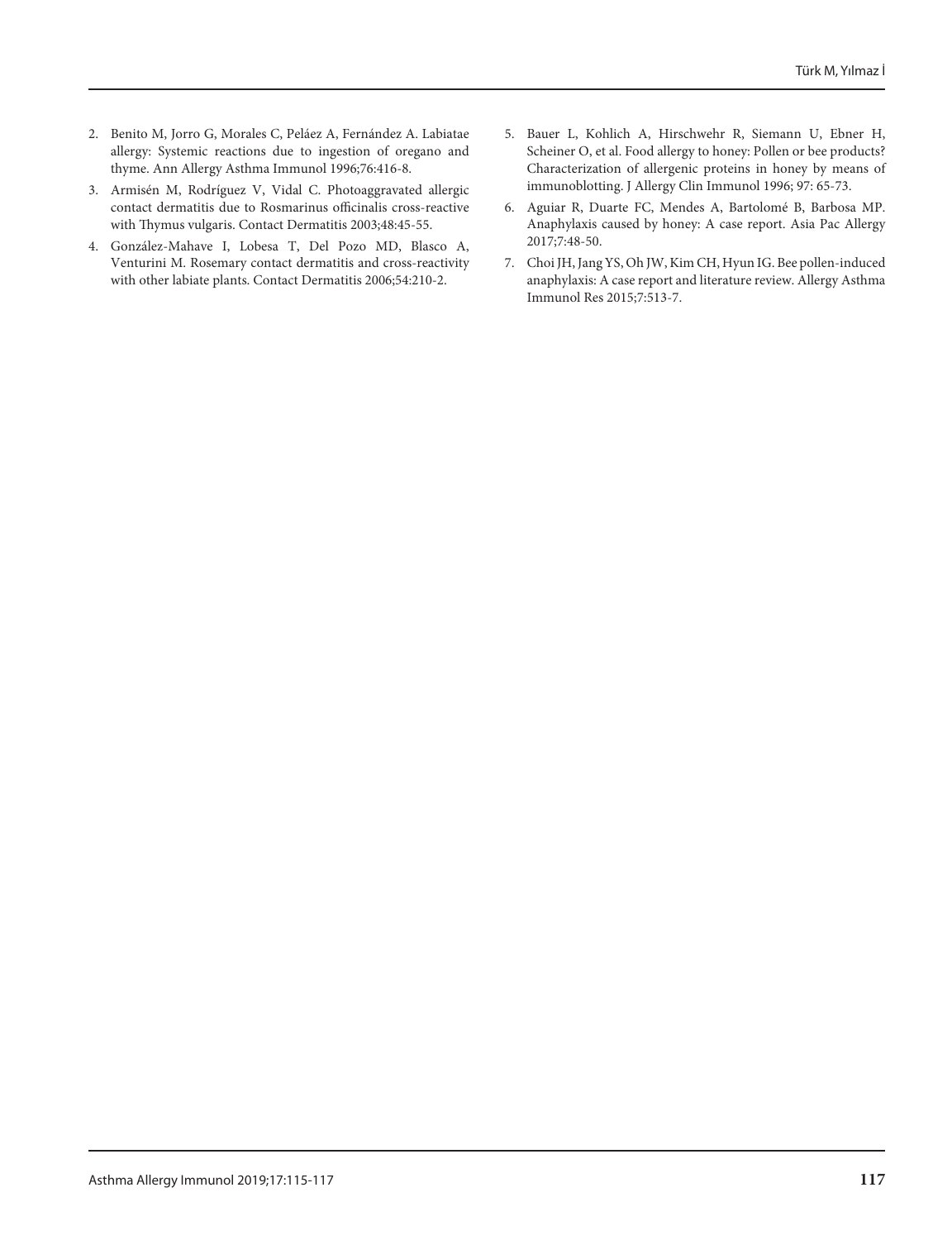2. Benito M, Jorro G, Morales C, Peláez A, Fernández A. Labiatae allergy: Systemic reactions due to ingestion of oregano and thyme. Ann Allergy Asthma Immunol 1996;76:416-8.
3. Armisén M, Rodríguez V, Vidal C. Photoaggravated allergic contact dermatitis due to Rosmarinus officinalis cross-reactive with Thymus vulgaris. Contact Dermatitis 2003;48:45-55.
4. González-Mahave I, Lobesa T, Del Pozo MD, Blasco A, Venturini M. Rosemary contact dermatitis and cross-reactivity with other labiate plants. Contact Dermatitis 2006;54:210-2.
5. Bauer L, Kohlich A, Hirschwehr R, Siemann U, Ebner H, Scheiner O, et al. Food allergy to honey: Pollen or bee products? Characterization of allergenic proteins in honey by means of immunoblotting. J Allergy Clin Immunol 1996; 97: 65-73.
6. Aguiar R, Duarte FC, Mendes A, Bartolomé B, Barbosa MP. Anaphylaxis caused by honey: A case report. Asia Pac Allergy 2017;7:48-50.
7. Choi JH, Jang YS, Oh JW, Kim CH, Hyun IG. Bee pollen-induced anaphylaxis: A case report and literature review. Allergy Asthma Immunol Res 2015;7:513-7.